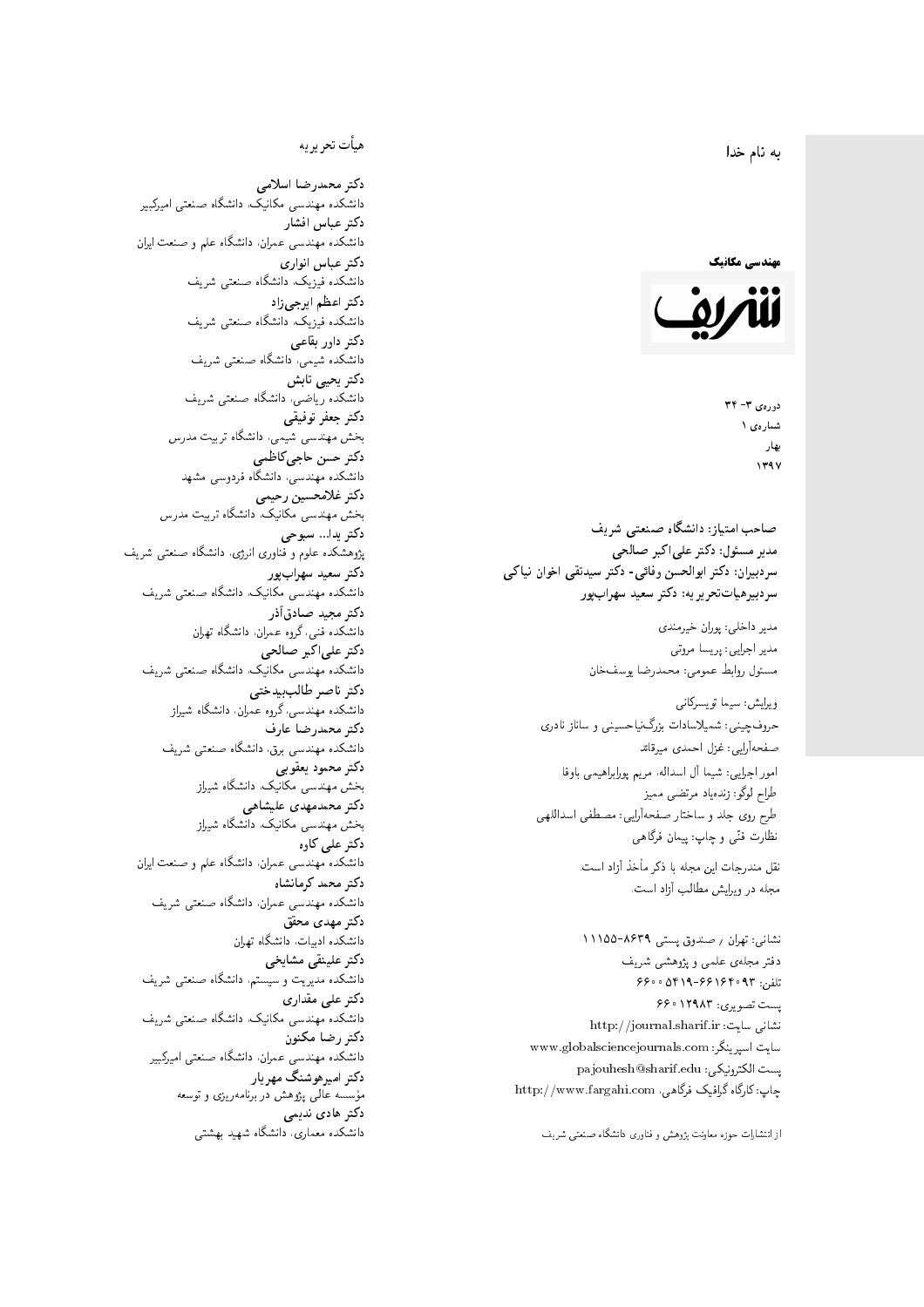به نام خدا

**مهندسی مکانیک**

**شریف**

دورەی ۳- ۳۴
شمارەی ۱
بهار
۱۳۹۷

**صاحب امتیاز: دانشگاه صنعتی شریف**
**مدیر مسئول: دکتر علی‌اکبر صالحی**
**سردبیران: دکتر ابوالحسن وفائی- دکتر سیدتقی اخوان نیاکی**
**سردبیرهیأت‌تحریریه: دکتر سعید سهراب‌پور**

مدیر داخلی: پوران خیرمندی
مدیر اجرایی: پریسا مروتی
مسئول روابط عمومی: محمدرضا یوسف‌خان

ویرایش: سیما تویسرکانی
حروف‌چینی: شمیلاسادات بزرگ‌نیاحسینی و ساناز نادری
صفحه‌آرایی: غزل احمدی میرقائد
امور اجرایی: شیما آل اسداله، مریم پورابراهیمی باوفا
طراح لوگو: زنده‌یاد مرتضی ممیز
طرح روی جلد و ساختار صفحه‌آرایی: مصطفی اسداللهی
نظارت فنّی و چاپ: پیمان فرگاهی

نقل مندرجات این مجله با ذکر مأخذ آزاد است.
مجله در ویرایش مطالب آزاد است.

نشانی: تهران / صندوق پستی ۸۶۳۹-۱۱۱۵۵
دفتر مجله‌ی علمی و پژوهشی شریف
تلفن: ۶۶۱۶۴۰۹۳-۶۶۰۰۵۴۱۹
پست تصویری: ۶۶۰۱۲۹۸۳
نشانی سایت: http://journal.sharif.ir
سایت اسپرینگر: www.globalsciencejournals.com
پست الکترونیکی: pajouhesh@sharif.edu
چاپ: کارگاه گرافیک فرگاهی، http://www.fargahi.com

از انتشارات حوزه معاونت پژوهش و فناوری دانشگاه صنعتی شریف

## هیأت تحریریه

**دکتر محمدرضا اسلامی**
دانشکده مهندسی مکانیک، دانشگاه صنعتی امیرکبیر
**دکتر عباس افشار**
دانشکده مهندسی عمران، دانشگاه علم و صنعت ایران
**دکتر عباس انواری**
دانشکده فیزیک، دانشگاه صنعتی شریف
**دکتر اعظم ایرجی‌زاد**
دانشکده فیزیک، دانشگاه صنعتی شریف
**دکتر داور بقاعی**
دانشکده شیمی، دانشگاه صنعتی شریف
**دکتر یحیی تابش**
دانشکده ریاضی، دانشگاه صنعتی شریف
**دکتر جعفر توفیقی**
بخش مهندسی شیمی، دانشگاه تربیت مدرس
**دکتر حسن حاجی‌کاظمی**
دانشکده مهندسی، دانشگاه فردوسی مشهد
**دکتر غلامحسین رحیمی**
بخش مهندسی مکانیک، دانشگاه تربیت مدرس
**دکتر یدا... سبوحی**
پژوهشکده علوم و فناوری انرژی، دانشگاه صنعتی شریف
**دکتر سعید سهراب‌پور**
دانشکده مهندسی مکانیک، دانشگاه صنعتی شریف
**دکتر مجید صادق‌آذر**
دانشکده فنی، گروه عمران، دانشگاه تهران
**دکتر علی‌اکبر صالحی**
دانشکده مهندسی مکانیک، دانشگاه صنعتی شریف
**دکتر ناصر طالب‌بیدختی**
دانشکده مهندسی، گروه عمران، دانشگاه شیراز
**دکتر محمدرضا عارف**
دانشکده مهندسی برق، دانشگاه صنعتی شریف
**دکتر محمود یعقوبی**
بخش مهندسی مکانیک، دانشگاه شیراز
**دکتر محمدمهدی علیشاهی**
بخش مهندسی مکانیک، دانشگاه شیراز
**دکتر علی کاوه**
دانشکده مهندسی عمران، دانشگاه علم و صنعت ایران
**دکتر محمد کرمانشاه**
دانشکده مهندسی عمران، دانشگاه صنعتی شریف
**دکتر مهدی محقق**
دانشکده ادبیات، دانشگاه تهران
**دکتر علینقی مشایخی**
دانشکده مدیریت و سیستم، دانشگاه صنعتی شریف
**دکتر علی مقداری**
دانشکده مهندسی مکانیک، دانشگاه صنعتی شریف
**دکتر رضا مکنون**
دانشکده مهندسی عمران، دانشگاه صنعتی امیرکبیر
**دکتر امیرهوشنگ مهریار**
مؤسسه عالی پژوهش در برنامه‌ریزی و توسعه
**دکتر هادی ندیمی**
دانشکده معماری، دانشگاه شهید بهشتی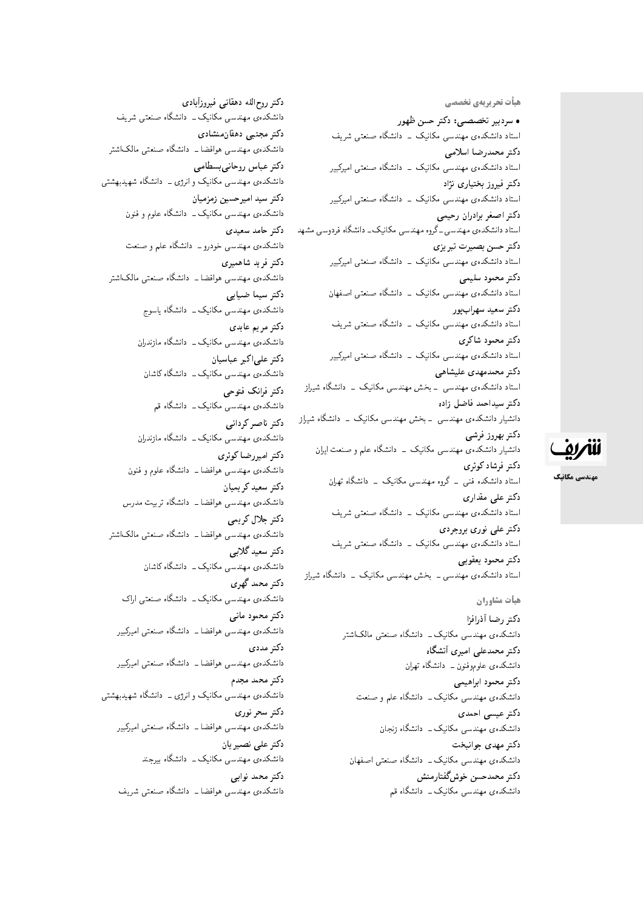## هیأت تحریریه‌ی تخصصی

• **سردبیر تخصصی: دکتر حسن ظهور**
استاد دانشکده‌ی مهندسی مکانیک ـ دانشگاه صنعتی شریف

**دکتر محمدرضا اسلامی**
استاد دانشکده‌ی مهندسی مکانیک ـ دانشگاه صنعتی امیرکبیر

**دکتر فیروز بختیاری نژاد**
استاد دانشکده‌ی مهندسی مکانیک ـ دانشگاه صنعتی امیرکبیر

**دکتر اصغر برادران رحیمی**
استاد دانشکده‌ی مهندسی ـ گروه مهندسی مکانیک ـ دانشگاه فردوسی مشهد

**دکتر حسن بصیرت تبریزی**
استاد دانشکده‌ی مهندسی مکانیک ـ دانشگاه صنعتی امیرکبیر

**دکتر محمود سلیمی**
استاد دانشکده‌ی مهندسی مکانیک ـ دانشگاه صنعتی اصفهان

**دکتر سعید سهراب‌پور**
استاد دانشکده‌ی مهندسی مکانیک ـ دانشگاه صنعتی شریف

**دکتر محمود شاکری**
استاد دانشکده‌ی مهندسی مکانیک ـ دانشگاه صنعتی امیرکبیر

**دکتر محمدمهدی علیشاهی**
استاد دانشکده‌ی مهندسی ـ بخش مهندسی مکانیک ـ دانشگاه شیراز

**دکتر سیداحمد فاضل زاده**
دانشیار دانشکده‌ی مهندسی ـ بخش مهندسی مکانیک ـ دانشگاه شیراز

**دکتر بهروز فرشی**
دانشیار دانشکده‌ی مهندسی مکانیک ـ دانشگاه علم و صنعت ایران

**دکتر فرشاد کوثری**
استاد دانشکده فنی ـ گروه مهندسی مکانیک ـ دانشگاه تهران

**دکتر علی مقداری**
استاد دانشکده‌ی مهندسی مکانیک ـ دانشگاه صنعتی شریف

**دکتر علی نوری بروجردی**
استاد دانشکده‌ی مهندسی مکانیک ـ دانشگاه صنعتی شریف

**دکتر محمود یعقوبی**
استاد دانشکده‌ی مهندسی ـ بخش مهندسی مکانیک ـ دانشگاه شیراز

## هیأت مشاوران

**دکتر رضا آذرافزا**
دانشکده‌ی مهندسی مکانیک ـ دانشگاه صنعتی مالک‌اشتر

**دکتر محمدعلی امیری آتشگاه**
دانشکده‌ی علوم‌وفنون ـ دانشگاه تهران

**دکتر محمود ابراهیمی**
دانشکده‌ی مهندسی مکانیک ـ دانشگاه علم و صنعت

**دکتر عیسی احمدی**
دانشکده‌ی مهندسی مکانیک ـ دانشگاه زنجان

**دکتر مهدی جوانبخت**
دانشکده‌ی مهندسی مکانیک ـ دانشگاه صنعتی اصفهان

**دکتر محمدحسن خوش‌گفتارمنش**
دانشکده‌ی مهندسی مکانیک ـ دانشگاه قم

**دکتر روح‌الله دهقانی فیروزآبادی**
دانشکده‌ی مهندسی مکانیک ـ دانشگاه صنعتی شریف

**دکتر مجتبی دهقان‌منشادی**
دانشکده‌ی مهندسی هوافضا ـ دانشگاه صنعتی مالک‌اشتر

**دکتر عباس روحانی‌بسطامی**
دانشکده‌ی مهندسی مکانیک و انرژی ـ دانشگاه شهیدبهشتی

**دکتر سید امیرحسین زمزمیان**
دانشکده‌ی مهندسی مکانیک ـ دانشگاه علوم و فنون

**دکتر حامد سعیدی**
دانشکده‌ی مهندسی خودرو ـ دانشگاه علم و صنعت

**دکتر فرید شاهمیری**
دانشکده‌ی مهندسی هوافضا ـ دانشگاه صنعتی مالک‌اشتر

**دکتر سیما ضیایی**
دانشکده‌ی مهندسی مکانیک ـ دانشگاه یاسوج

**دکتر مریم عابدی**
دانشکده‌ی مهندسی مکانیک ـ دانشگاه مازندران

**دکتر علی‌اکبر عباسیان**
دانشکده‌ی مهندسی مکانیک ـ دانشگاه کاشان

**دکتر فرانک فتوحی**
دانشکده‌ی مهندسی مکانیک ـ دانشگاه قم

**دکتر ناصر کردانی**
دانشکده‌ی مهندسی مکانیک ـ دانشگاه مازندران

**دکتر امیررضا کوثری**
دانشکده‌ی مهندسی هوافضا ـ دانشگاه علوم و فنون

**دکتر سعید کریمیان**
دانشکده‌ی مهندسی هوافضا ـ دانشگاه تربیت مدرس

**دکتر جلال کریمی**
دانشکده‌ی مهندسی هوافضا ـ دانشگاه صنعتی مالک‌اشتر

**دکتر سعید گلابی**
دانشکده‌ی مهندسی مکانیک ـ دانشگاه کاشان

**دکتر محمد گهری**
دانشکده‌ی مهندسی مکانیک ـ دانشگاه صنعتی اراک

**دکتر محمود مانی**
دانشکده‌ی مهندسی هوافضا ـ دانشگاه صنعتی امیرکبیر

**دکتر مددی**
دانشکده‌ی مهندسی هوافضا ـ دانشگاه صنعتی امیرکبیر

**دکتر محمد مجدم**
دانشکده‌ی مهندسی مکانیک و انرژی ـ دانشگاه شهیدبهشتی

**دکتر سحر نوری**
دانشکده‌ی مهندسی هوافضا ـ دانشگاه صنعتی امیرکبیر

**دکتر علی نصیریان**
دانشکده‌ی مهندسی مکانیک ـ دانشگاه بیرجند

**دکتر محمد نوابی**
دانشکده‌ی مهندسی هوافضا ـ دانشگاه صنعتی شریف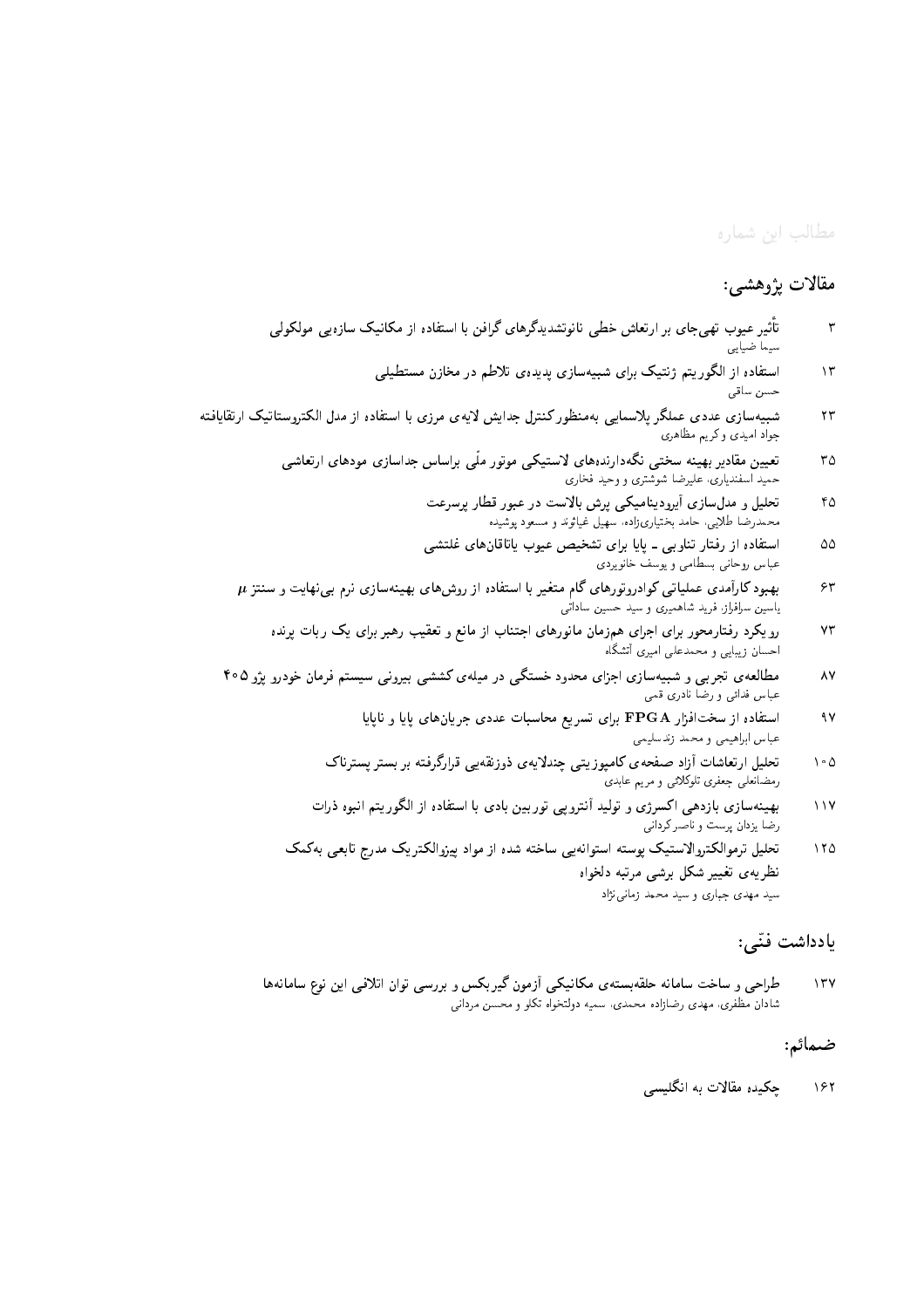مطالب این شماره

## مقالات پژوهشی:

۳ **تأثیر عیوب تهی‌جای بر ارتعاش خطی نانوتشدیدگرهای گرافن با استفاده از مکانیک سازه‌یی مولکولی**
سیما ضیایی

۱۳ **استفاده از الگوریتم ژنتیک برای شبیه‌سازی پدیده‌ی تلاطم در مخازن مستطیلی**
حسن ساقی

۲۳ **شبیه‌سازی عددی عملگر پلاسمایی به‌منظورکنترل جدایش لایه‌ی مرزی با استفاده از مدل الکتروستاتیک ارتقایافته**
جواد امیدی و کریم مظاهری

۳۵ **تعیین مقادیر بهینه سختی نگه‌دارنده‌های لاستیکی موتور ملّی براساس جداسازی مودهای ارتعاشی**
حمید اسفندیاری، علیرضا شوشتری و وحید فخاری

۴۵ **تحلیل و مدل‌سازی آیرودینامیکی پرش بالاست در عبور قطار پرسرعت**
محمدرضا طلایی، حامد بختیاری‌زاده، سهیل غیاثوند و مسعود پوشیده

۵۵ **استفاده از رفتار تناوبی ـ پایا برای تشخیص عیوب یاتاقان‌های غلتشی**
عباس روحانی بسطامی و یوسف خانویردی

۶۳ **بهبود کارآمدی عملیاتی کوادروتورهای گام متغیر با استفاده از روش‌های بهینه‌سازی نرم بی‌نهایت و سنتز $\mu$**
یاسین سرافراز، فرید شاهمیری و سید حسین ساداتی

۷۳ **رویکرد رفتارمحور برای اجرای هم‌زمان مانورهای اجتناب از مانع و تعقیب رهبر برای یک ربات پرنده**
احسان زیبایی و محمدعلی امیری آتشگاه

۸۷ **مطالعه‌ی تجربی و شبیه‌سازی اجزای محدود خستگی در میله‌ی کششی بیرونی سیستم فرمان خودرو پژو ۴۰۵**
عباس فدائی و رضا نادری قمی

۹۷ **استفاده از سخت‌افزار FPGA برای تسریع محاسبات عددی جریان‌های پایا و ناپایا**
عباس ابراهیمی و محمد زندسلیمی

۱۰۵ **تحلیل ارتعاشات آزاد صفحه‌ی کامپوزیتی چندلایه‌ی ذوزنقه‌یی قرارگرفته بر بستر پسترناک**
رمضانعلی جعفری تلوکلائی و مریم عابدی

۱۱۷ **بهینه‌سازی بازدهی اکسرژی و تولید آنتروپی توربین بادی با استفاده از الگوریتم انبوه ذرات**
رضا یزدان پرست و ناصر کردانی

۱۲۵ **تحلیل ترموالکترو‌الاستیک پوسته استوانه‌یی ساخته شده از مواد پیزوالکتریک مدرج تابعی به‌کمک نظریه‌ی تغییر شکل برشی مرتبه دلخواه**
سید مهدی جباری و سید محمد زمانی‌نژاد

## یادداشت فنّی:

۱۳۷ طراحی و ساخت سامانه حلقه‌بسته‌ی مکانیکی آزمون گیربکس و بررسی توان اتلافی این نوع سامانه‌ها
شادان مظفری، مهدی رضازاده محمدی، سمیه دولتخواه تکلو و محسن مردانی

## ضمائم:

۱۶۲ چکیده مقالات به انگلیسی